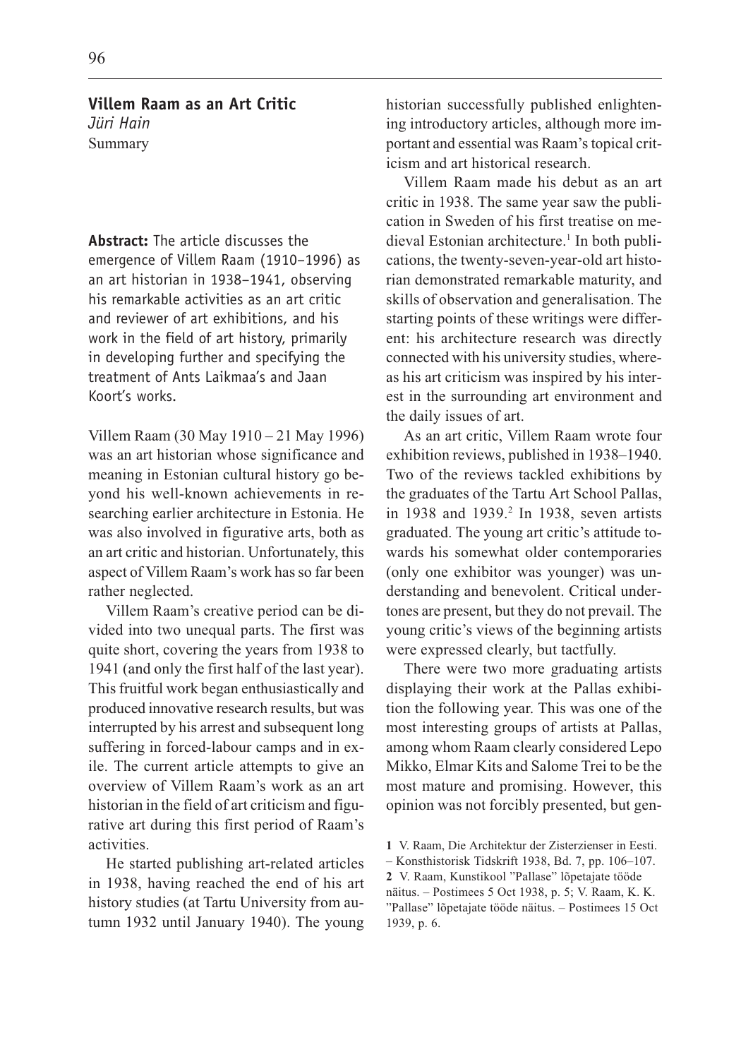# Villem Raam as an Art Critic

*Jüri Hain*

Summary

**Abstract:** The article discusses the emergence of Villem Raam (1910–1996) as an art historian in 1938–1941, observing his remarkable activities as an art critic and reviewer of art exhibitions, and his work in the field of art history, primarily in developing further and specifying the treatment of Ants Laikmaa's and Jaan Koort's works.

Villem Raam (30 May 1910 – 21 May 1996) was an art historian whose significance and meaning in Estonian cultural history go beyond his well-known achievements in researching earlier architecture in Estonia. He was also involved in figurative arts, both as an art critic and historian. Unfortunately, this aspect of Villem Raam's work has so far been rather neglected.

Villem Raam's creative period can be divided into two unequal parts. The first was quite short, covering the years from 1938 to 1941 (and only the first half of the last year). This fruitful work began enthusiastically and produced innovative research results, but was interrupted by his arrest and subsequent long suffering in forced-labour camps and in exile. The current article attempts to give an overview of Villem Raam's work as an art historian in the field of art criticism and figurative art during this first period of Raam's activities.

He started publishing art-related articles in 1938, having reached the end of his art history studies (at Tartu University from autumn 1932 until January 1940). The young historian successfully published enlightening introductory articles, although more important and essential was Raam's topical criticism and art historical research.

Villem Raam made his debut as an art critic in 1938. The same year saw the publication in Sweden of his first treatise on medieval Estonian architecture.[1] In both publications, the twenty-seven-year-old art historian demonstrated remarkable maturity, and skills of observation and generalisation. The starting points of these writings were different: his architecture research was directly connected with his university studies, whereas his art criticism was inspired by his interest in the surrounding art environment and the daily issues of art.

As an art critic, Villem Raam wrote four exhibition reviews, published in 1938–1940. Two of the reviews tackled exhibitions by the graduates of the Tartu Art School Pallas, in 1938 and 1939.[2] In 1938, seven artists graduated. The young art critic's attitude towards his somewhat older contemporaries (only one exhibitor was younger) was understanding and benevolent. Critical undertones are present, but they do not prevail. The young critic's views of the beginning artists were expressed clearly, but tactfully.

There were two more graduating artists displaying their work at the Pallas exhibition the following year. This was one of the most interesting groups of artists at Pallas, among whom Raam clearly considered Lepo Mikko, Elmar Kits and Salome Trei to be the most mature and promising. However, this opinion was not forcibly presented, but gen-

---

**1** V. Raam, Die Architektur der Zisterzienser in Eesti. – Konsthistorisk Tidskrift 1938, Bd. 7, pp. 106–107.

**2** V. Raam, Kunstikool "Pallase" lõpetajate tööde näitus. – Postimees 5 Oct 1938, p. 5; V. Raam, K. K. "Pallase" lõpetajate tööde näitus. – Postimees 15 Oct 1939, p. 6.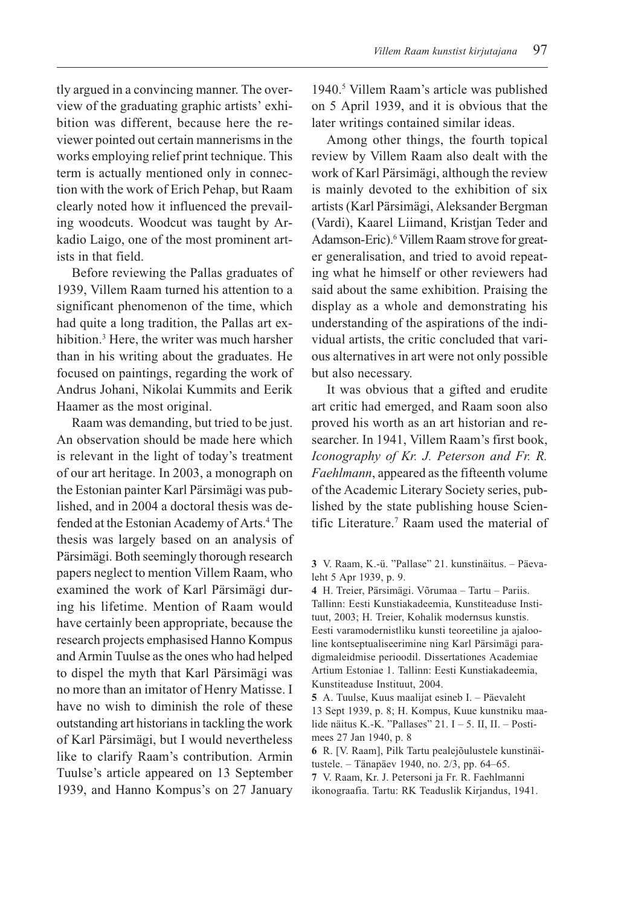tly argued in a convincing manner. The overview of the graduating graphic artists' exhibition was different, because here the reviewer pointed out certain mannerisms in the works employing relief print technique. This term is actually mentioned only in connection with the work of Erich Pehap, but Raam clearly noted how it influenced the prevailing woodcuts. Woodcut was taught by Arkadio Laigo, one of the most prominent artists in that field.

Before reviewing the Pallas graduates of 1939, Villem Raam turned his attention to a significant phenomenon of the time, which had quite a long tradition, the Pallas art exhibition.[3] Here, the writer was much harsher than in his writing about the graduates. He focused on paintings, regarding the work of Andrus Johani, Nikolai Kummits and Eerik Haamer as the most original.

Raam was demanding, but tried to be just. An observation should be made here which is relevant in the light of today's treatment of our art heritage. In 2003, a monograph on the Estonian painter Karl Pärsimägi was published, and in 2004 a doctoral thesis was defended at the Estonian Academy of Arts.[4] The thesis was largely based on an analysis of Pärsimägi. Both seemingly thorough research papers neglect to mention Villem Raam, who examined the work of Karl Pärsimägi during his lifetime. Mention of Raam would have certainly been appropriate, because the research projects emphasised Hanno Kompus and Armin Tuulse as the ones who had helped to dispel the myth that Karl Pärsimägi was no more than an imitator of Henry Matisse. I have no wish to diminish the role of these outstanding art historians in tackling the work of Karl Pärsimägi, but I would nevertheless like to clarify Raam's contribution. Armin Tuulse's article appeared on 13 September 1939, and Hanno Kompus's on 27 January 1940.[5] Villem Raam's article was published on 5 April 1939, and it is obvious that the later writings contained similar ideas.

Among other things, the fourth topical review by Villem Raam also dealt with the work of Karl Pärsimägi, although the review is mainly devoted to the exhibition of six artists (Karl Pärsimägi, Aleksander Bergman (Vardi), Kaarel Liimand, Kristjan Teder and Adamson-Eric).[6] Villem Raam strove for greater generalisation, and tried to avoid repeating what he himself or other reviewers had said about the same exhibition. Praising the display as a whole and demonstrating his understanding of the aspirations of the individual artists, the critic concluded that various alternatives in art were not only possible but also necessary.

It was obvious that a gifted and erudite art critic had emerged, and Raam soon also proved his worth as an art historian and researcher. In 1941, Villem Raam's first book, *Iconography of Kr. J. Peterson and Fr. R. Faehlmann*, appeared as the fifteenth volume of the Academic Literary Society series, published by the state publishing house Scientific Literature.[7] Raam used the material of

---

**3** V. Raam, K.-ü. "Pallase" 21. kunstinäitus. – Päevaleht 5 Apr 1939, p. 9.

**4** H. Treier, Pärsimägi. Võrumaa – Tartu – Pariis. Tallinn: Eesti Kunstiakadeemia, Kunstiteaduse Instituut, 2003; H. Treier, Kohalik modernsus kunstis. Eesti varamodernistliku kunsti teoreetiline ja ajalooline kontseptualiseerimine ning Karl Pärsimägi paradigmaleidmise perioodil. Dissertationes Academiae Artium Estoniae 1. Tallinn: Eesti Kunstiakadeemia, Kunstiteaduse Instituut, 2004.

**5** A. Tuulse, Kuus maalijat esineb I. – Päevaleht 13 Sept 1939, p. 8; H. Kompus, Kuue kunstniku maalide näitus K.-K. "Pallases" 21. I – 5. II, II. – Postimees 27 Jan 1940, p. 8

**6** R. [V. Raam], Pilk Tartu pealejõulustele kunstinäitustele. – Tänapäev 1940, no. 2/3, pp. 64–65.

**7** V. Raam, Kr. J. Petersoni ja Fr. R. Faehlmanni ikonograafia. Tartu: RK Teaduslik Kirjandus, 1941.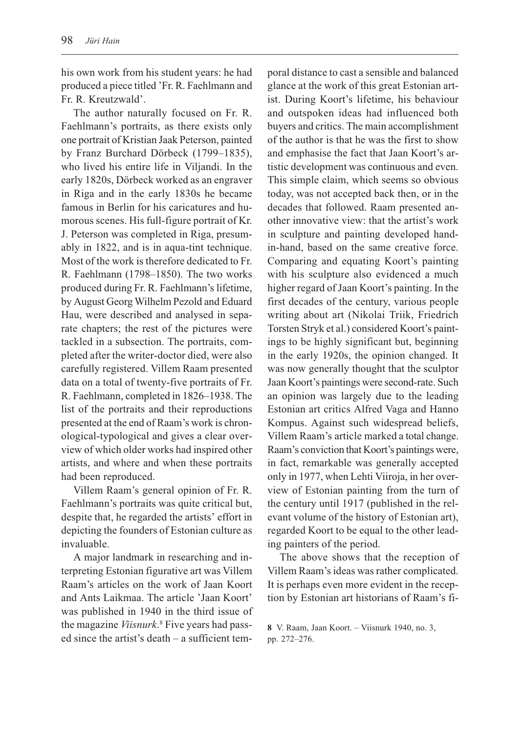his own work from his student years: he had produced a piece titled 'Fr. R. Faehlmann and Fr. R. Kreutzwald'.

The author naturally focused on Fr. R. Faehlmann's portraits, as there exists only one portrait of Kristian Jaak Peterson, painted by Franz Burchard Dörbeck (1799–1835), who lived his entire life in Viljandi. In the early 1820s, Dörbeck worked as an engraver in Riga and in the early 1830s he became famous in Berlin for his caricatures and humorous scenes. His full-figure portrait of Kr. J. Peterson was completed in Riga, presumably in 1822, and is in aqua-tint technique. Most of the work is therefore dedicated to Fr. R. Faehlmann (1798–1850). The two works produced during Fr. R. Faehlmann's lifetime, by August Georg Wilhelm Pezold and Eduard Hau, were described and analysed in separate chapters; the rest of the pictures were tackled in a subsection. The portraits, completed after the writer-doctor died, were also carefully registered. Villem Raam presented data on a total of twenty-five portraits of Fr. R. Faehlmann, completed in 1826–1938. The list of the portraits and their reproductions presented at the end of Raam's work is chronological-typological and gives a clear overview of which older works had inspired other artists, and where and when these portraits had been reproduced.

Villem Raam's general opinion of Fr. R. Faehlmann's portraits was quite critical but, despite that, he regarded the artists' effort in depicting the founders of Estonian culture as invaluable.

A major landmark in researching and interpreting Estonian figurative art was Villem Raam's articles on the work of Jaan Koort and Ants Laikmaa. The article 'Jaan Koort' was published in 1940 in the third issue of the magazine *Viisnurk*.[8] Five years had passed since the artist's death – a sufficient temporal distance to cast a sensible and balanced glance at the work of this great Estonian artist. During Koort's lifetime, his behaviour and outspoken ideas had influenced both buyers and critics. The main accomplishment of the author is that he was the first to show and emphasise the fact that Jaan Koort's artistic development was continuous and even. This simple claim, which seems so obvious today, was not accepted back then, or in the decades that followed. Raam presented another innovative view: that the artist's work in sculpture and painting developed hand-in-hand, based on the same creative force. Comparing and equating Koort's painting with his sculpture also evidenced a much higher regard of Jaan Koort's painting. In the first decades of the century, various people writing about art (Nikolai Triik, Friedrich Torsten Stryk et al.) considered Koort's paintings to be highly significant but, beginning in the early 1920s, the opinion changed. It was now generally thought that the sculptor Jaan Koort's paintings were second-rate. Such an opinion was largely due to the leading Estonian art critics Alfred Vaga and Hanno Kompus. Against such widespread beliefs, Villem Raam's article marked a total change. Raam's conviction that Koort's paintings were, in fact, remarkable was generally accepted only in 1977, when Lehti Viiroja, in her overview of Estonian painting from the turn of the century until 1917 (published in the relevant volume of the history of Estonian art), regarded Koort to be equal to the other leading painters of the period.

The above shows that the reception of Villem Raam's ideas was rather complicated. It is perhaps even more evident in the reception by Estonian art historians of Raam's fi-

**8** V. Raam, Jaan Koort. – Viisnurk 1940, no. 3, pp. 272–276.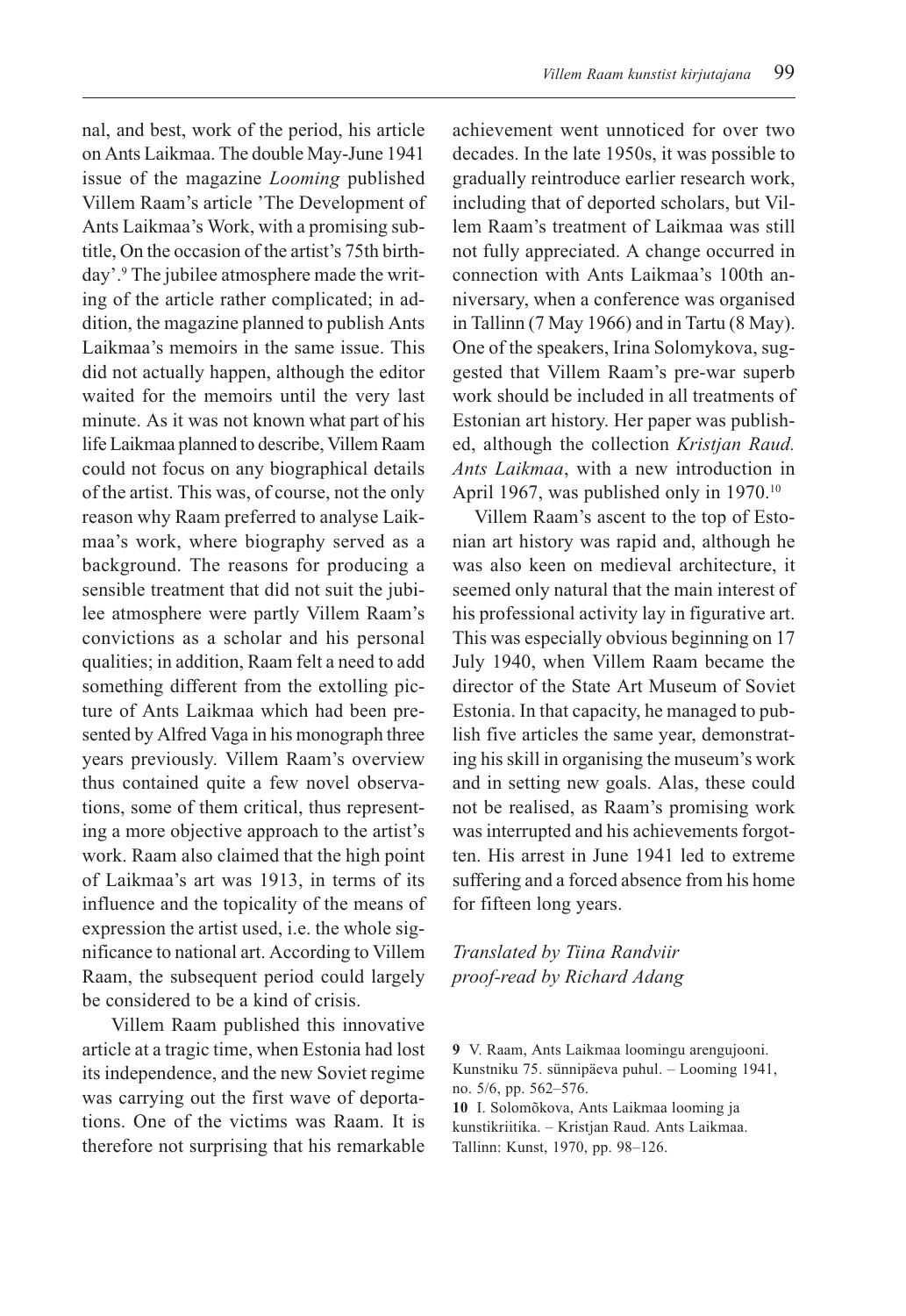nal, and best, work of the period, his article on Ants Laikmaa. The double May-June 1941 issue of the magazine *Looming* published Villem Raam's article 'The Development of Ants Laikmaa's Work, with a promising subtitle, On the occasion of the artist's 75th birthday'.[9] The jubilee atmosphere made the writing of the article rather complicated; in addition, the magazine planned to publish Ants Laikmaa's memoirs in the same issue. This did not actually happen, although the editor waited for the memoirs until the very last minute. As it was not known what part of his life Laikmaa planned to describe, Villem Raam could not focus on any biographical details of the artist. This was, of course, not the only reason why Raam preferred to analyse Laikmaa's work, where biography served as a background. The reasons for producing a sensible treatment that did not suit the jubilee atmosphere were partly Villem Raam's convictions as a scholar and his personal qualities; in addition, Raam felt a need to add something different from the extolling picture of Ants Laikmaa which had been presented by Alfred Vaga in his monograph three years previously. Villem Raam's overview thus contained quite a few novel observations, some of them critical, thus representing a more objective approach to the artist's work. Raam also claimed that the high point of Laikmaa's art was 1913, in terms of its influence and the topicality of the means of expression the artist used, i.e. the whole significance to national art. According to Villem Raam, the subsequent period could largely be considered to be a kind of crisis.

Villem Raam published this innovative article at a tragic time, when Estonia had lost its independence, and the new Soviet regime was carrying out the first wave of deportations. One of the victims was Raam. It is therefore not surprising that his remarkable achievement went unnoticed for over two decades. In the late 1950s, it was possible to gradually reintroduce earlier research work, including that of deported scholars, but Villem Raam's treatment of Laikmaa was still not fully appreciated. A change occurred in connection with Ants Laikmaa's 100th anniversary, when a conference was organised in Tallinn (7 May 1966) and in Tartu (8 May). One of the speakers, Irina Solomykova, suggested that Villem Raam's pre-war superb work should be included in all treatments of Estonian art history. Her paper was published, although the collection *Kristjan Raud. Ants Laikmaa*, with a new introduction in April 1967, was published only in 1970.[10]

Villem Raam's ascent to the top of Estonian art history was rapid and, although he was also keen on medieval architecture, it seemed only natural that the main interest of his professional activity lay in figurative art. This was especially obvious beginning on 17 July 1940, when Villem Raam became the director of the State Art Museum of Soviet Estonia. In that capacity, he managed to publish five articles the same year, demonstrating his skill in organising the museum's work and in setting new goals. Alas, these could not be realised, as Raam's promising work was interrupted and his achievements forgotten. His arrest in June 1941 led to extreme suffering and a forced absence from his home for fifteen long years.

*Translated by Tiina Randviir*
*proof-read by Richard Adang*

**9** V. Raam, Ants Laikmaa loomingu arengujooni. Kunstniku 75. sünnipäeva puhul. – Looming 1941, no. 5/6, pp. 562–576.

**10** I. Solomõkova, Ants Laikmaa looming ja kunstikriitika. – Kristjan Raud. Ants Laikmaa. Tallinn: Kunst, 1970, pp. 98–126.